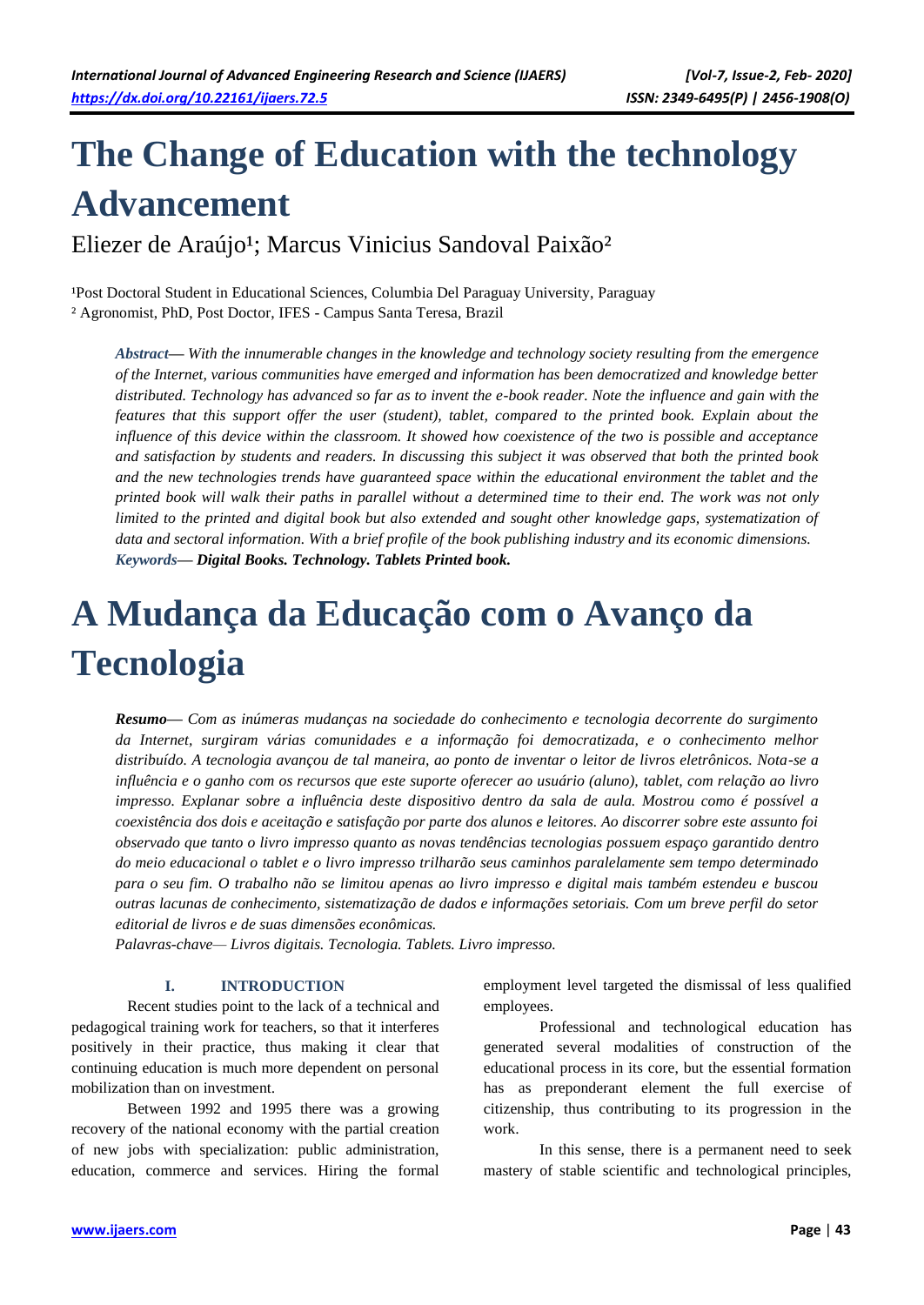# The Change of Education with the technology Advancement

Eliezer de Araújo[1]; Marcus Vinicius Sandoval Paixão[2]

[1]Post Doctoral Student in Educational Sciences, Columbia Del Paraguay University, Paraguay
[2] Agronomist, PhD, Post Doctor, IFES - Campus Santa Teresa, Brazil

***Abstract*— *With the innumerable changes in the knowledge and technology society resulting from the emergence of the Internet, various communities have emerged and information has been democratized and knowledge better distributed. Technology has advanced so far as to invent the e-book reader. Note the influence and gain with the features that this support offer the user (student), tablet, compared to the printed book. Explain about the influence of this device within the classroom. It showed how coexistence of the two is possible and acceptance and satisfaction by students and readers. In discussing this subject it was observed that both the printed book and the new technologies trends have guaranteed space within the educational environment the tablet and the printed book will walk their paths in parallel without a determined time to their end. The work was not only limited to the printed and digital book but also extended and sought other knowledge gaps, systematization of data and sectoral information. With a brief profile of the book publishing industry and its economic dimensions.*

***Keywords*— Digital Books. Technology. Tablets Printed book.**

# A Mudança da Educação com o Avanço da Tecnologia

***Resumo*— *Com as inúmeras mudanças na sociedade do conhecimento e tecnologia decorrente do surgimento da Internet, surgiram várias comunidades e a informação foi democratizada, e o conhecimento melhor distribuído. A tecnologia avançou de tal maneira, ao ponto de inventar o leitor de livros eletrônicos. Nota-se a influência e o ganho com os recursos que este suporte oferecer ao usuário (aluno), tablet, com relação ao livro impresso. Explanar sobre a influência deste dispositivo dentro da sala de aula. Mostrou como é possível a coexistência dos dois e aceitação e satisfação por parte dos alunos e leitores. Ao discorrer sobre este assunto foi observado que tanto o livro impresso quanto as novas tendências tecnologias possuem espaço garantido dentro do meio educacional o tablet e o livro impresso trilharão seus caminhos paralelamente sem tempo determinado para o seu fim. O trabalho não se limitou apenas ao livro impresso e digital mais também estendeu e buscou outras lacunas de conhecimento, sistematização de dados e informações setoriais. Com um breve perfil do setor editorial de livros e de suas dimensões econômicas.*

*Palavras-chave— Livros digitais. Tecnologia. Tablets. Livro impresso.*

## I. INTRODUCTION

Recent studies point to the lack of a technical and pedagogical training work for teachers, so that it interferes positively in their practice, thus making it clear that continuing education is much more dependent on personal mobilization than on investment.

Between 1992 and 1995 there was a growing recovery of the national economy with the partial creation of new jobs with specialization: public administration, education, commerce and services. Hiring the formal employment level targeted the dismissal of less qualified employees.

Professional and technological education has generated several modalities of construction of the educational process in its core, but the essential formation has as preponderant element the full exercise of citizenship, thus contributing to its progression in the work.

In this sense, there is a permanent need to seek mastery of stable scientific and technological principles,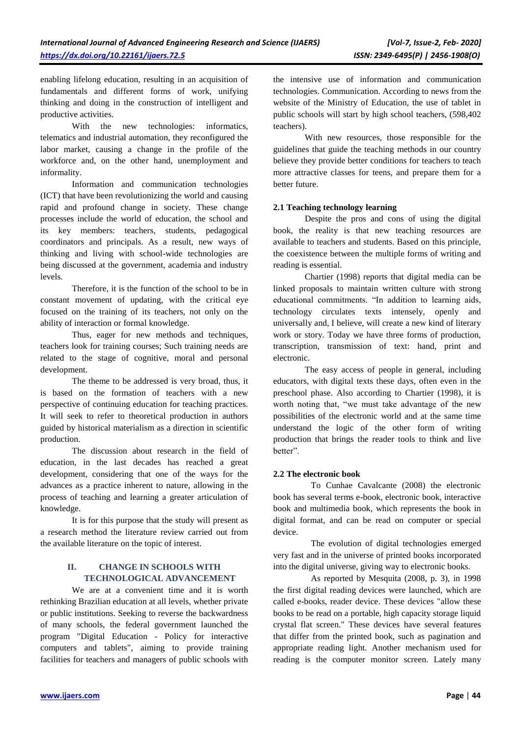enabling lifelong education, resulting in an acquisition of fundamentals and different forms of work, unifying thinking and doing in the construction of intelligent and productive activities.

With the new technologies: informatics, telematics and industrial automation, they reconfigured the labor market, causing a change in the profile of the workforce and, on the other hand, unemployment and informality.

Information and communication technologies (ICT) that have been revolutionizing the world and causing rapid and profound change in society. These change processes include the world of education, the school and its key members: teachers, students, pedagogical coordinators and principals. As a result, new ways of thinking and living with school-wide technologies are being discussed at the government, academia and industry levels.

Therefore, it is the function of the school to be in constant movement of updating, with the critical eye focused on the training of its teachers, not only on the ability of interaction or formal knowledge.

Thus, eager for new methods and techniques, teachers look for training courses; Such training needs are related to the stage of cognitive, moral and personal development.

The theme to be addressed is very broad, thus, it is based on the formation of teachers with a new perspective of continuing education for teaching practices. It will seek to refer to theoretical production in authors guided by historical materialism as a direction in scientific production.

The discussion about research in the field of education, in the last decades has reached a great development, considering that one of the ways for the advances as a practice inherent to nature, allowing in the process of teaching and learning a greater articulation of knowledge.

It is for this purpose that the study will present as a research method the literature review carried out from the available literature on the topic of interest.

## II. CHANGE IN SCHOOLS WITH TECHNOLOGICAL ADVANCEMENT

We are at a convenient time and it is worth rethinking Brazilian education at all levels, whether private or public institutions. Seeking to reverse the backwardness of many schools, the federal government launched the program "Digital Education - Policy for interactive computers and tablets", aiming to provide training facilities for teachers and managers of public schools with the intensive use of information and communication technologies. Communication. According to news from the website of the Ministry of Education, the use of tablet in public schools will start by high school teachers, (598,402 teachers).

With new resources, those responsible for the guidelines that guide the teaching methods in our country believe they provide better conditions for teachers to teach more attractive classes for teens, and prepare them for a better future.

### 2.1 Teaching technology learning

Despite the pros and cons of using the digital book, the reality is that new teaching resources are available to teachers and students. Based on this principle, the coexistence between the multiple forms of writing and reading is essential.

Chartier (1998) reports that digital media can be linked proposals to maintain written culture with strong educational commitments. "In addition to learning aids, technology circulates texts intensely, openly and universally and, I believe, will create a new kind of literary work or story. Today we have three forms of production, transcription, transmission of text: hand, print and electronic.

The easy access of people in general, including educators, with digital texts these days, often even in the preschool phase. Also according to Chartier (1998), it is worth noting that, "we must take advantage of the new possibilities of the electronic world and at the same time understand the logic of the other form of writing production that brings the reader tools to think and live better".

### 2.2 The electronic book

To Cunhae Cavalcante (2008) the electronic book has several terms e-book, electronic book, interactive book and multimedia book, which represents the book in digital format, and can be read on computer or special device.

The evolution of digital technologies emerged very fast and in the universe of printed books incorporated into the digital universe, giving way to electronic books.

As reported by Mesquita (2008, p. 3), in 1998 the first digital reading devices were launched, which are called e-books, reader device. These devices "allow these books to be read on a portable, high capacity storage liquid crystal flat screen." These devices have several features that differ from the printed book, such as pagination and appropriate reading light. Another mechanism used for reading is the computer monitor screen. Lately many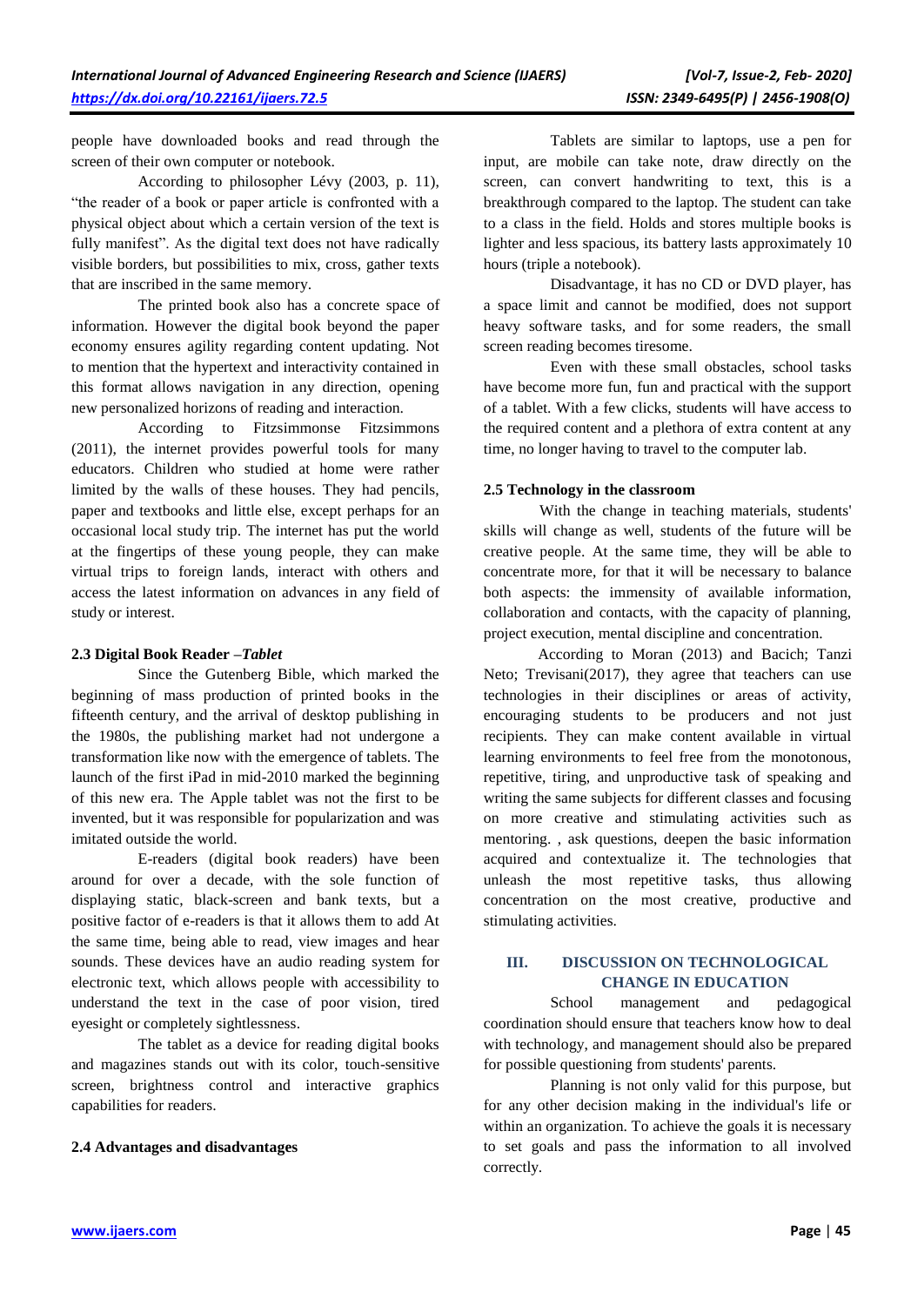people have downloaded books and read through the screen of their own computer or notebook.

According to philosopher Lévy (2003, p. 11), "the reader of a book or paper article is confronted with a physical object about which a certain version of the text is fully manifest". As the digital text does not have radically visible borders, but possibilities to mix, cross, gather texts that are inscribed in the same memory.

The printed book also has a concrete space of information. However the digital book beyond the paper economy ensures agility regarding content updating. Not to mention that the hypertext and interactivity contained in this format allows navigation in any direction, opening new personalized horizons of reading and interaction.

According to Fitzsimmonse Fitzsimmons (2011), the internet provides powerful tools for many educators. Children who studied at home were rather limited by the walls of these houses. They had pencils, paper and textbooks and little else, except perhaps for an occasional local study trip. The internet has put the world at the fingertips of these young people, they can make virtual trips to foreign lands, interact with others and access the latest information on advances in any field of study or interest.

### 2.3 Digital Book Reader –*Tablet*

Since the Gutenberg Bible, which marked the beginning of mass production of printed books in the fifteenth century, and the arrival of desktop publishing in the 1980s, the publishing market had not undergone a transformation like now with the emergence of tablets. The launch of the first iPad in mid-2010 marked the beginning of this new era. The Apple tablet was not the first to be invented, but it was responsible for popularization and was imitated outside the world.

E-readers (digital book readers) have been around for over a decade, with the sole function of displaying static, black-screen and bank texts, but a positive factor of e-readers is that it allows them to add At the same time, being able to read, view images and hear sounds. These devices have an audio reading system for electronic text, which allows people with accessibility to understand the text in the case of poor vision, tired eyesight or completely sightlessness.

The tablet as a device for reading digital books and magazines stands out with its color, touch-sensitive screen, brightness control and interactive graphics capabilities for readers.

### 2.4 Advantages and disadvantages

Tablets are similar to laptops, use a pen for input, are mobile can take note, draw directly on the screen, can convert handwriting to text, this is a breakthrough compared to the laptop. The student can take to a class in the field. Holds and stores multiple books is lighter and less spacious, its battery lasts approximately 10 hours (triple a notebook).

Disadvantage, it has no CD or DVD player, has a space limit and cannot be modified, does not support heavy software tasks, and for some readers, the small screen reading becomes tiresome.

Even with these small obstacles, school tasks have become more fun, fun and practical with the support of a tablet. With a few clicks, students will have access to the required content and a plethora of extra content at any time, no longer having to travel to the computer lab.

### 2.5 Technology in the classroom

With the change in teaching materials, students' skills will change as well, students of the future will be creative people. At the same time, they will be able to concentrate more, for that it will be necessary to balance both aspects: the immensity of available information, collaboration and contacts, with the capacity of planning, project execution, mental discipline and concentration.

According to Moran (2013) and Bacich; Tanzi Neto; Trevisani(2017), they agree that teachers can use technologies in their disciplines or areas of activity, encouraging students to be producers and not just recipients. They can make content available in virtual learning environments to feel free from the monotonous, repetitive, tiring, and unproductive task of speaking and writing the same subjects for different classes and focusing on more creative and stimulating activities such as mentoring. , ask questions, deepen the basic information acquired and contextualize it. The technologies that unleash the most repetitive tasks, thus allowing concentration on the most creative, productive and stimulating activities.

## III. DISCUSSION ON TECHNOLOGICAL CHANGE IN EDUCATION

School management and pedagogical coordination should ensure that teachers know how to deal with technology, and management should also be prepared for possible questioning from students' parents.

Planning is not only valid for this purpose, but for any other decision making in the individual's life or within an organization. To achieve the goals it is necessary to set goals and pass the information to all involved correctly.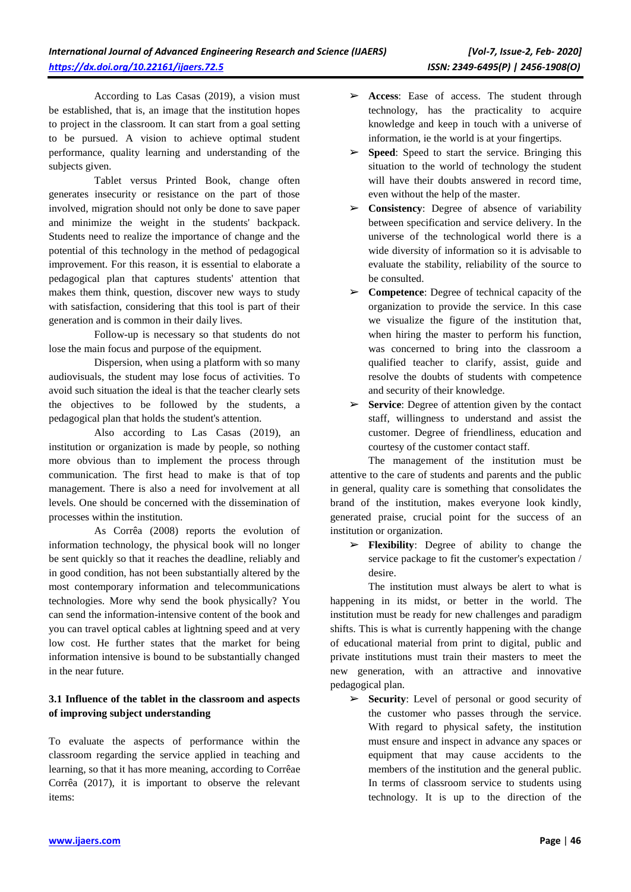According to Las Casas (2019), a vision must be established, that is, an image that the institution hopes to project in the classroom. It can start from a goal setting to be pursued. A vision to achieve optimal student performance, quality learning and understanding of the subjects given.

Tablet versus Printed Book, change often generates insecurity or resistance on the part of those involved, migration should not only be done to save paper and minimize the weight in the students' backpack. Students need to realize the importance of change and the potential of this technology in the method of pedagogical improvement. For this reason, it is essential to elaborate a pedagogical plan that captures students' attention that makes them think, question, discover new ways to study with satisfaction, considering that this tool is part of their generation and is common in their daily lives.

Follow-up is necessary so that students do not lose the main focus and purpose of the equipment.

Dispersion, when using a platform with so many audiovisuals, the student may lose focus of activities. To avoid such situation the ideal is that the teacher clearly sets the objectives to be followed by the students, a pedagogical plan that holds the student's attention.

Also according to Las Casas (2019), an institution or organization is made by people, so nothing more obvious than to implement the process through communication. The first head to make is that of top management. There is also a need for involvement at all levels. One should be concerned with the dissemination of processes within the institution.

As Corrêa (2008) reports the evolution of information technology, the physical book will no longer be sent quickly so that it reaches the deadline, reliably and in good condition, has not been substantially altered by the most contemporary information and telecommunications technologies. More why send the book physically? You can send the information-intensive content of the book and you can travel optical cables at lightning speed and at very low cost. He further states that the market for being information intensive is bound to be substantially changed in the near future.

### 3.1 Influence of the tablet in the classroom and aspects of improving subject understanding

To evaluate the aspects of performance within the classroom regarding the service applied in teaching and learning, so that it has more meaning, according to Corrêae Corrêa (2017), it is important to observe the relevant items:

- **Access**: Ease of access. The student through technology, has the practicality to acquire knowledge and keep in touch with a universe of information, ie the world is at your fingertips.
- **Speed**: Speed to start the service. Bringing this situation to the world of technology the student will have their doubts answered in record time, even without the help of the master.
- **Consistency**: Degree of absence of variability between specification and service delivery. In the universe of the technological world there is a wide diversity of information so it is advisable to evaluate the stability, reliability of the source to be consulted.
- **Competence**: Degree of technical capacity of the organization to provide the service. In this case we visualize the figure of the institution that, when hiring the master to perform his function, was concerned to bring into the classroom a qualified teacher to clarify, assist, guide and resolve the doubts of students with competence and security of their knowledge.
- **Service**: Degree of attention given by the contact staff, willingness to understand and assist the customer. Degree of friendliness, education and courtesy of the customer contact staff.

The management of the institution must be attentive to the care of students and parents and the public in general, quality care is something that consolidates the brand of the institution, makes everyone look kindly, generated praise, crucial point for the success of an institution or organization.

- **Flexibility**: Degree of ability to change the service package to fit the customer's expectation / desire.

The institution must always be alert to what is happening in its midst, or better in the world. The institution must be ready for new challenges and paradigm shifts. This is what is currently happening with the change of educational material from print to digital, public and private institutions must train their masters to meet the new generation, with an attractive and innovative pedagogical plan.

- **Security**: Level of personal or good security of the customer who passes through the service. With regard to physical safety, the institution must ensure and inspect in advance any spaces or equipment that may cause accidents to the members of the institution and the general public. In terms of classroom service to students using technology. It is up to the direction of the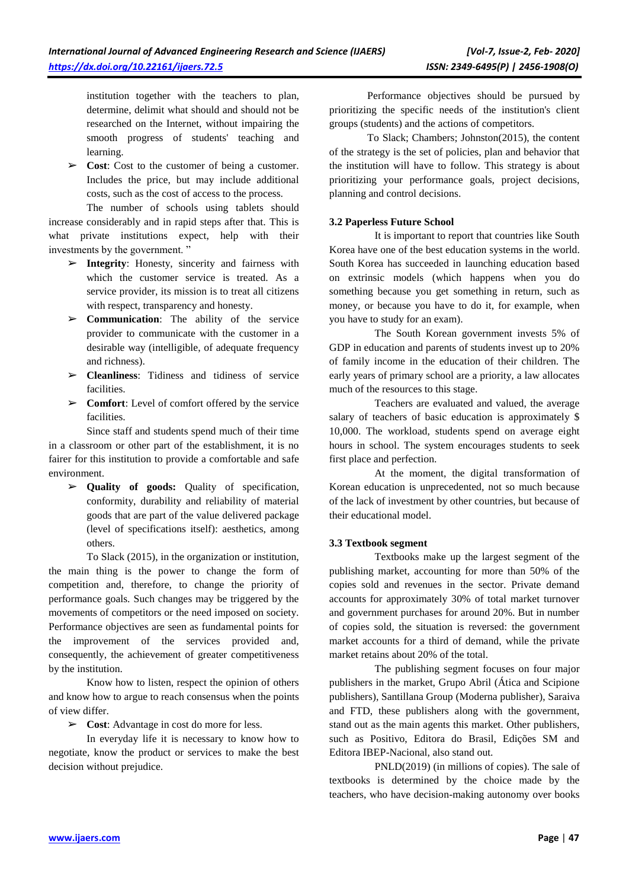institution together with the teachers to plan, determine, delimit what should and should not be researched on the Internet, without impairing the smooth progress of students' teaching and learning.

- **Cost**: Cost to the customer of being a customer. Includes the price, but may include additional costs, such as the cost of access to the process.

The number of schools using tablets should increase considerably and in rapid steps after that. This is what private institutions expect, help with their investments by the government. "

- **Integrity**: Honesty, sincerity and fairness with which the customer service is treated. As a service provider, its mission is to treat all citizens with respect, transparency and honesty.
- **Communication**: The ability of the service provider to communicate with the customer in a desirable way (intelligible, of adequate frequency and richness).
- **Cleanliness**: Tidiness and tidiness of service facilities.
- **Comfort**: Level of comfort offered by the service facilities.

Since staff and students spend much of their time in a classroom or other part of the establishment, it is no fairer for this institution to provide a comfortable and safe environment.

- **Quality of goods:** Quality of specification, conformity, durability and reliability of material goods that are part of the value delivered package (level of specifications itself): aesthetics, among others.

To Slack (2015), in the organization or institution, the main thing is the power to change the form of competition and, therefore, to change the priority of performance goals. Such changes may be triggered by the movements of competitors or the need imposed on society. Performance objectives are seen as fundamental points for the improvement of the services provided and, consequently, the achievement of greater competitiveness by the institution.

Know how to listen, respect the opinion of others and know how to argue to reach consensus when the points of view differ.

- **Cost**: Advantage in cost do more for less.

In everyday life it is necessary to know how to negotiate, know the product or services to make the best decision without prejudice.

Performance objectives should be pursued by prioritizing the specific needs of the institution's client groups (students) and the actions of competitors.

To Slack; Chambers; Johnston(2015), the content of the strategy is the set of policies, plan and behavior that the institution will have to follow. This strategy is about prioritizing your performance goals, project decisions, planning and control decisions.

### 3.2 Paperless Future School

It is important to report that countries like South Korea have one of the best education systems in the world. South Korea has succeeded in launching education based on extrinsic models (which happens when you do something because you get something in return, such as money, or because you have to do it, for example, when you have to study for an exam).

The South Korean government invests 5% of GDP in education and parents of students invest up to 20% of family income in the education of their children. The early years of primary school are a priority, a law allocates much of the resources to this stage.

Teachers are evaluated and valued, the average salary of teachers of basic education is approximately $ 10,000. The workload, students spend on average eight hours in school. The system encourages students to seek first place and perfection.

At the moment, the digital transformation of Korean education is unprecedented, not so much because of the lack of investment by other countries, but because of their educational model.

### 3.3 Textbook segment

Textbooks make up the largest segment of the publishing market, accounting for more than 50% of the copies sold and revenues in the sector. Private demand accounts for approximately 30% of total market turnover and government purchases for around 20%. But in number of copies sold, the situation is reversed: the government market accounts for a third of demand, while the private market retains about 20% of the total.

The publishing segment focuses on four major publishers in the market, Grupo Abril (Ática and Scipione publishers), Santillana Group (Moderna publisher), Saraiva and FTD, these publishers along with the government, stand out as the main agents this market. Other publishers, such as Positivo, Editora do Brasil, Edições SM and Editora IBEP-Nacional, also stand out.

PNLD(2019) (in millions of copies). The sale of textbooks is determined by the choice made by the teachers, who have decision-making autonomy over books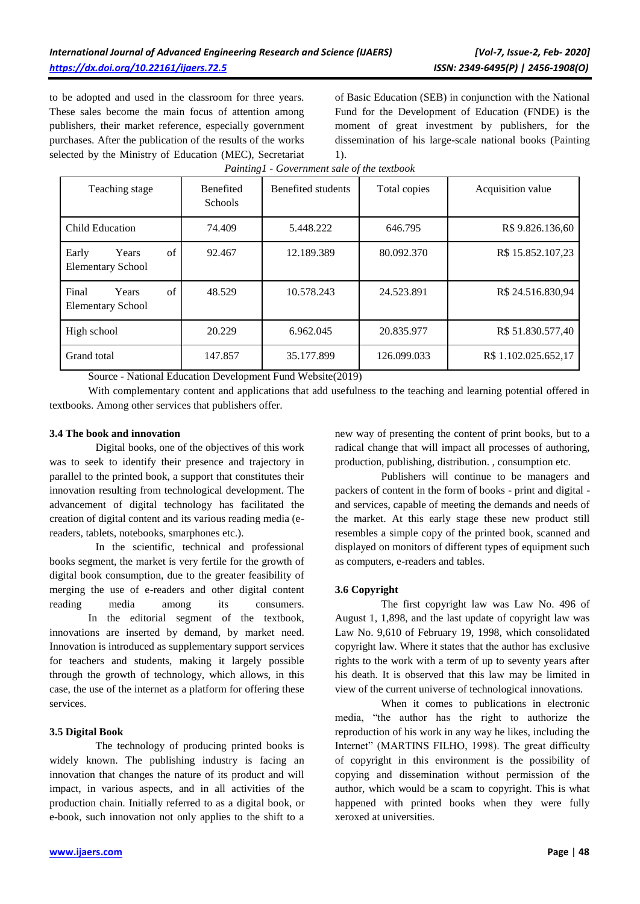to be adopted and used in the classroom for three years. These sales become the main focus of attention among publishers, their market reference, especially government purchases. After the publication of the results of the works selected by the Ministry of Education (MEC), Secretariat of Basic Education (SEB) in conjunction with the National Fund for the Development of Education (FNDE) is the moment of great investment by publishers, for the dissemination of his large-scale national books (Painting 1).

*Painting1 - Government sale of the textbook*

| Teaching stage | Benefited Schools | Benefited students | Total copies | Acquisition value |
|---|---|---|---|---|
| Child Education | 74.409 | 5.448.222 | 646.795 | R$ 9.826.136,60 |
| Early Years of Elementary School | 92.467 | 12.189.389 | 80.092.370 | R$ 15.852.107,23 |
| Final Years of Elementary School | 48.529 | 10.578.243 | 24.523.891 | R$ 24.516.830,94 |
| High school | 20.229 | 6.962.045 | 20.835.977 | R$ 51.830.577,40 |
| Grand total | 147.857 | 35.177.899 | 126.099.033 | R$ 1.102.025.652,17 |

Source - National Education Development Fund Website(2019)

With complementary content and applications that add usefulness to the teaching and learning potential offered in textbooks. Among other services that publishers offer.

**3.4 The book and innovation**

Digital books, one of the objectives of this work was to seek to identify their presence and trajectory in parallel to the printed book, a support that constitutes their innovation resulting from technological development. The advancement of digital technology has facilitated the creation of digital content and its various reading media (e-readers, tablets, notebooks, smarphones etc.).

In the scientific, technical and professional books segment, the market is very fertile for the growth of digital book consumption, due to the greater feasibility of merging the use of e-readers and other digital content reading media among its consumers.

In the editorial segment of the textbook, innovations are inserted by demand, by market need. Innovation is introduced as supplementary support services for teachers and students, making it largely possible through the growth of technology, which allows, in this case, the use of the internet as a platform for offering these services.

**3.5 Digital Book**

The technology of producing printed books is widely known. The publishing industry is facing an innovation that changes the nature of its product and will impact, in various aspects, and in all activities of the production chain. Initially referred to as a digital book, or e-book, such innovation not only applies to the shift to a new way of presenting the content of print books, but to a radical change that will impact all processes of authoring, production, publishing, distribution. , consumption etc.

Publishers will continue to be managers and packers of content in the form of books - print and digital - and services, capable of meeting the demands and needs of the market. At this early stage these new product still resembles a simple copy of the printed book, scanned and displayed on monitors of different types of equipment such as computers, e-readers and tables.

**3.6 Copyright**

The first copyright law was Law No. 496 of August 1, 1,898, and the last update of copyright law was Law No. 9,610 of February 19, 1998, which consolidated copyright law. Where it states that the author has exclusive rights to the work with a term of up to seventy years after his death. It is observed that this law may be limited in view of the current universe of technological innovations.

When it comes to publications in electronic media, "the author has the right to authorize the reproduction of his work in any way he likes, including the Internet" (MARTINS FILHO, 1998). The great difficulty of copyright in this environment is the possibility of copying and dissemination without permission of the author, which would be a scam to copyright. This is what happened with printed books when they were fully xeroxed at universities.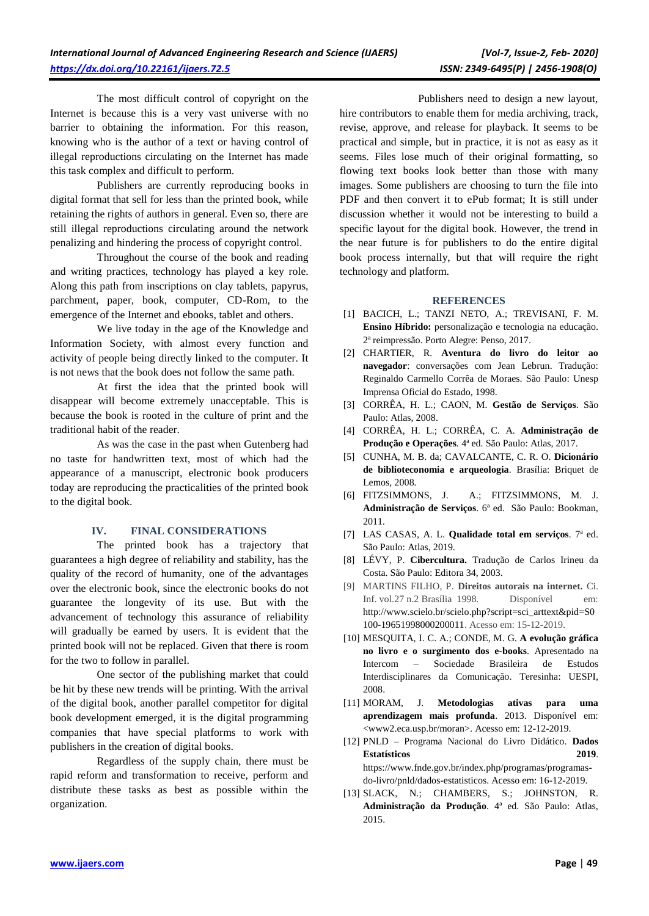The most difficult control of copyright on the Internet is because this is a very vast universe with no barrier to obtaining the information. For this reason, knowing who is the author of a text or having control of illegal reproductions circulating on the Internet has made this task complex and difficult to perform.

Publishers are currently reproducing books in digital format that sell for less than the printed book, while retaining the rights of authors in general. Even so, there are still illegal reproductions circulating around the network penalizing and hindering the process of copyright control.

Throughout the course of the book and reading and writing practices, technology has played a key role. Along this path from inscriptions on clay tablets, papyrus, parchment, paper, book, computer, CD-Rom, to the emergence of the Internet and ebooks, tablet and others.

We live today in the age of the Knowledge and Information Society, with almost every function and activity of people being directly linked to the computer. It is not news that the book does not follow the same path.

At first the idea that the printed book will disappear will become extremely unacceptable. This is because the book is rooted in the culture of print and the traditional habit of the reader.

As was the case in the past when Gutenberg had no taste for handwritten text, most of which had the appearance of a manuscript, electronic book producers today are reproducing the practicalities of the printed book to the digital book.

## IV. FINAL CONSIDERATIONS

The printed book has a trajectory that guarantees a high degree of reliability and stability, has the quality of the record of humanity, one of the advantages over the electronic book, since the electronic books do not guarantee the longevity of its use. But with the advancement of technology this assurance of reliability will gradually be earned by users. It is evident that the printed book will not be replaced. Given that there is room for the two to follow in parallel.

One sector of the publishing market that could be hit by these new trends will be printing. With the arrival of the digital book, another parallel competitor for digital book development emerged, it is the digital programming companies that have special platforms to work with publishers in the creation of digital books.

Regardless of the supply chain, there must be rapid reform and transformation to receive, perform and distribute these tasks as best as possible within the organization.

Publishers need to design a new layout, hire contributors to enable them for media archiving, track, revise, approve, and release for playback. It seems to be practical and simple, but in practice, it is not as easy as it seems. Files lose much of their original formatting, so flowing text books look better than those with many images. Some publishers are choosing to turn the file into PDF and then convert it to ePub format; It is still under discussion whether it would not be interesting to build a specific layout for the digital book. However, the trend in the near future is for publishers to do the entire digital book process internally, but that will require the right technology and platform.

## REFERENCES

[1] BACICH, L.; TANZI NETO, A.; TREVISANI, F. M. **Ensino Híbrido:** personalização e tecnologia na educação. 2ª reimpressão. Porto Alegre: Penso, 2017.

[2] CHARTIER, R. **Aventura do livro do leitor ao navegador**: conversações com Jean Lebrun. Tradução: Reginaldo Carmello Corrêa de Moraes. São Paulo: Unesp Imprensa Oficial do Estado, 1998.

[3] CORRÊA, H. L.; CAON, M. **Gestão de Serviços**. São Paulo: Atlas, 2008.

[4] CORRÊA, H. L.; CORRÊA, C. A. **Administração de Produção e Operações***.* 4ª ed. São Paulo: Atlas, 2017.

[5] CUNHA, M. B. da; CAVALCANTE, C. R. O. **Dicionário de biblioteconomia e arqueologia**. Brasília: Briquet de Lemos, 2008.

[6] FITZSIMMONS, J. A.; FITZSIMMONS, M. J. **Administração de Serviços**. 6ª ed. São Paulo: Bookman, 2011.

[7] LAS CASAS, A. L. **Qualidade total em serviços**. 7ª ed. São Paulo: Atlas, 2019.

[8] LÉVY, P. **Cibercultura.** Tradução de Carlos Irineu da Costa. São Paulo: Editora 34, 2003.

[9] MARTINS FILHO, P. **Direitos autorais na internet.** Ci. Inf. vol.27 n.2 Brasília 1998. Disponível em: http://www.scielo.br/scielo.php?script=sci_arttext&pid=S0100-19651998000200011. Acesso em: 15-12-2019.

[10] MESQUITA, I. C. A.; CONDE, M. G. **A evolução gráfica no livro e o surgimento dos e-books**. Apresentado na Intercom – Sociedade Brasileira de Estudos Interdisciplinares da Comunicação. Teresinha: UESPI, 2008.

[11] MORAM, J. **Metodologias ativas para uma aprendizagem mais profunda**. 2013. Disponível em: <www2.eca.usp.br/moran>. Acesso em: 12-12-2019.

[12] PNLD – Programa Nacional do Livro Didático. **Dados Estatísticos 2019**. https://www.fnde.gov.br/index.php/programas/programas-do-livro/pnld/dados-estatisticos. Acesso em: 16-12-2019.

[13] SLACK, N.; CHAMBERS, S.; JOHNSTON, R. **Administração da Produção**. 4ª ed. São Paulo: Atlas, 2015.